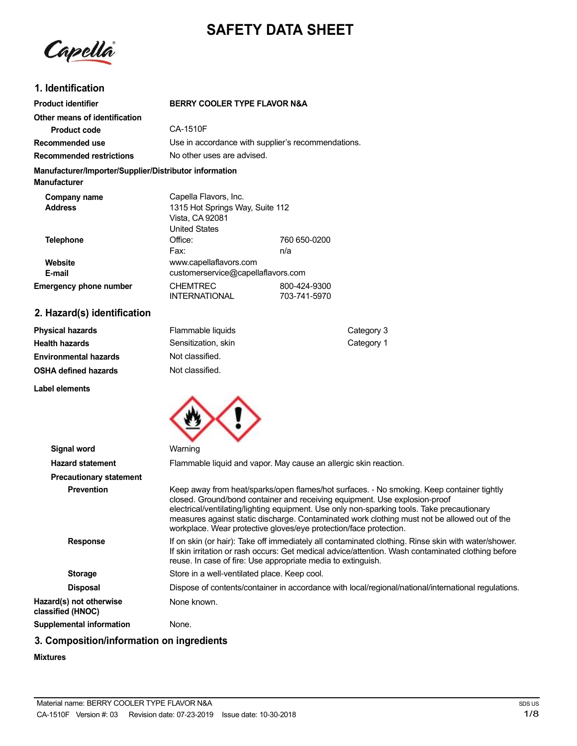# SAFETY DATA SHEET

## 1. Identification

| | | |
|---|---|---|
| **Product identifier** | **BERRY COOLER TYPE FLAVOR N&A** | |
| **Other means of identification** | | |
| **Product code** | CA-1510F | |
| **Recommended use** | Use in accordance with supplier's recommendations. | |
| **Recommended restrictions** | No other uses are advised. | |

**Manufacturer/Importer/Supplier/Distributor information**

**Manufacturer**

| | | |
|---|---|---|
| **Company name** | Capella Flavors, Inc. | |
| **Address** | 1315 Hot Springs Way, Suite 112<br>Vista, CA 92081<br>United States | |
| **Telephone** | Office: | 760 650-0200 |
| | Fax: | n/a |
| **Website** | www.capellaflavors.com | |
| **E-mail** | customerservice@capellaflavors.com | |
| **Emergency phone number** | CHEMTREC | 800-424-9300 |
| | INTERNATIONAL | 703-741-5970 |

## 2. Hazard(s) identification

| | | |
|---|---|---|
| **Physical hazards** | Flammable liquids | Category 3 |
| **Health hazards** | Sensitization, skin | Category 1 |
| **Environmental hazards** | Not classified. | |
| **OSHA defined hazards** | Not classified. | |

**Label elements**

**Signal word** Warning

**Hazard statement** Flammable liquid and vapor. May cause an allergic skin reaction.

**Precautionary statement**

**Prevention** Keep away from heat/sparks/open flames/hot surfaces. - No smoking. Keep container tightly closed. Ground/bond container and receiving equipment. Use explosion-proof electrical/ventilating/lighting equipment. Use only non-sparking tools. Take precautionary measures against static discharge. Contaminated work clothing must not be allowed out of the workplace. Wear protective gloves/eye protection/face protection.

**Response** If on skin (or hair): Take off immediately all contaminated clothing. Rinse skin with water/shower. If skin irritation or rash occurs: Get medical advice/attention. Wash contaminated clothing before reuse. In case of fire: Use appropriate media to extinguish.

**Storage** Store in a well-ventilated place. Keep cool.

**Disposal** Dispose of contents/container in accordance with local/regional/national/international regulations.

**Hazard(s) not otherwise classified (HNOC)** None known.

**Supplemental information** None.

## 3. Composition/information on ingredients

**Mixtures**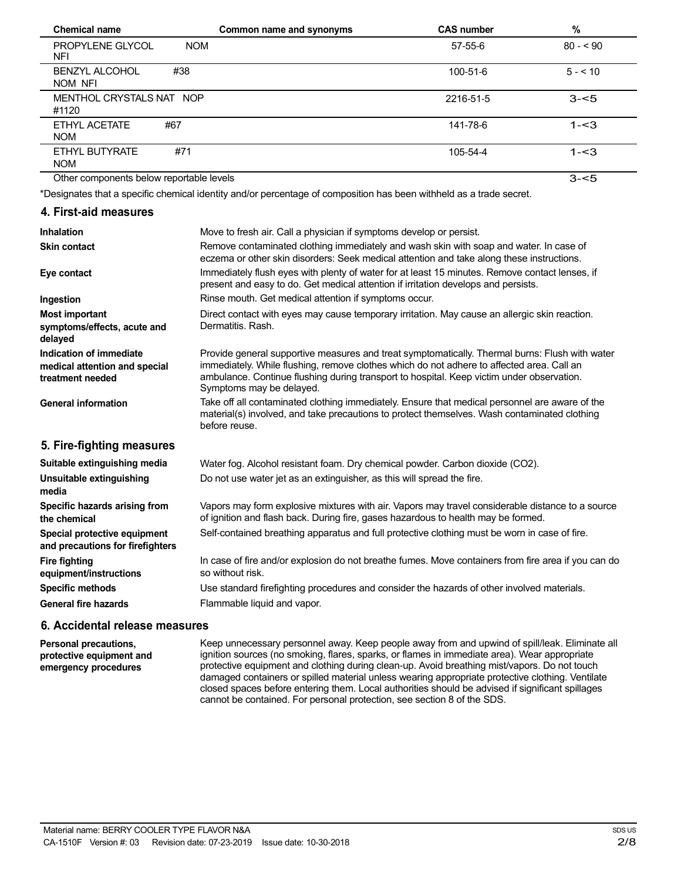| Chemical name | Common name and synonyms | CAS number | % |
| --- | --- | --- | --- |
| PROPYLENE GLYCOL NOM NFI | | 57-55-6 | 80 - < 90 |
| BENZYL ALCOHOL #38 NOM NFI | | 100-51-6 | 5 - < 10 |
| MENTHOL CRYSTALS NAT NOP #1120 | | 2216-51-5 | 3-<5 |
| ETHYL ACETATE #67 NOM | | 141-78-6 | 1-<3 |
| ETHYL BUTYRATE #71 NOM | | 105-54-4 | 1-<3 |
| Other components below reportable levels | | | 3-<5 |

*Designates that a specific chemical identity and/or percentage of composition has been withheld as a trade secret.

## 4. First-aid measures

**Inhalation**
Move to fresh air. Call a physician if symptoms develop or persist.

**Skin contact**
Remove contaminated clothing immediately and wash skin with soap and water. In case of eczema or other skin disorders: Seek medical attention and take along these instructions.

**Eye contact**
Immediately flush eyes with plenty of water for at least 15 minutes. Remove contact lenses, if present and easy to do. Get medical attention if irritation develops and persists.

**Ingestion**
Rinse mouth. Get medical attention if symptoms occur.

**Most important symptoms/effects, acute and delayed**
Direct contact with eyes may cause temporary irritation. May cause an allergic skin reaction. Dermatitis. Rash.

**Indication of immediate medical attention and special treatment needed**
Provide general supportive measures and treat symptomatically. Thermal burns: Flush with water immediately. While flushing, remove clothes which do not adhere to affected area. Call an ambulance. Continue flushing during transport to hospital. Keep victim under observation. Symptoms may be delayed.

**General information**
Take off all contaminated clothing immediately. Ensure that medical personnel are aware of the material(s) involved, and take precautions to protect themselves. Wash contaminated clothing before reuse.

## 5. Fire-fighting measures

**Suitable extinguishing media**
Water fog. Alcohol resistant foam. Dry chemical powder. Carbon dioxide ($CO_2$).

**Unsuitable extinguishing media**
Do not use water jet as an extinguisher, as this will spread the fire.

**Specific hazards arising from the chemical**
Vapors may form explosive mixtures with air. Vapors may travel considerable distance to a source of ignition and flash back. During fire, gases hazardous to health may be formed.

**Special protective equipment and precautions for firefighters**
Self-contained breathing apparatus and full protective clothing must be worn in case of fire.

**Fire fighting equipment/instructions**
In case of fire and/or explosion do not breathe fumes. Move containers from fire area if you can do so without risk.

**Specific methods**
Use standard firefighting procedures and consider the hazards of other involved materials.

**General fire hazards**
Flammable liquid and vapor.

## 6. Accidental release measures

**Personal precautions, protective equipment and emergency procedures**
Keep unnecessary personnel away. Keep people away from and upwind of spill/leak. Eliminate all ignition sources (no smoking, flares, sparks, or flames in immediate area). Wear appropriate protective equipment and clothing during clean-up. Avoid breathing mist/vapors. Do not touch damaged containers or spilled material unless wearing appropriate protective clothing. Ventilate closed spaces before entering them. Local authorities should be advised if significant spillages cannot be contained. For personal protection, see section 8 of the SDS.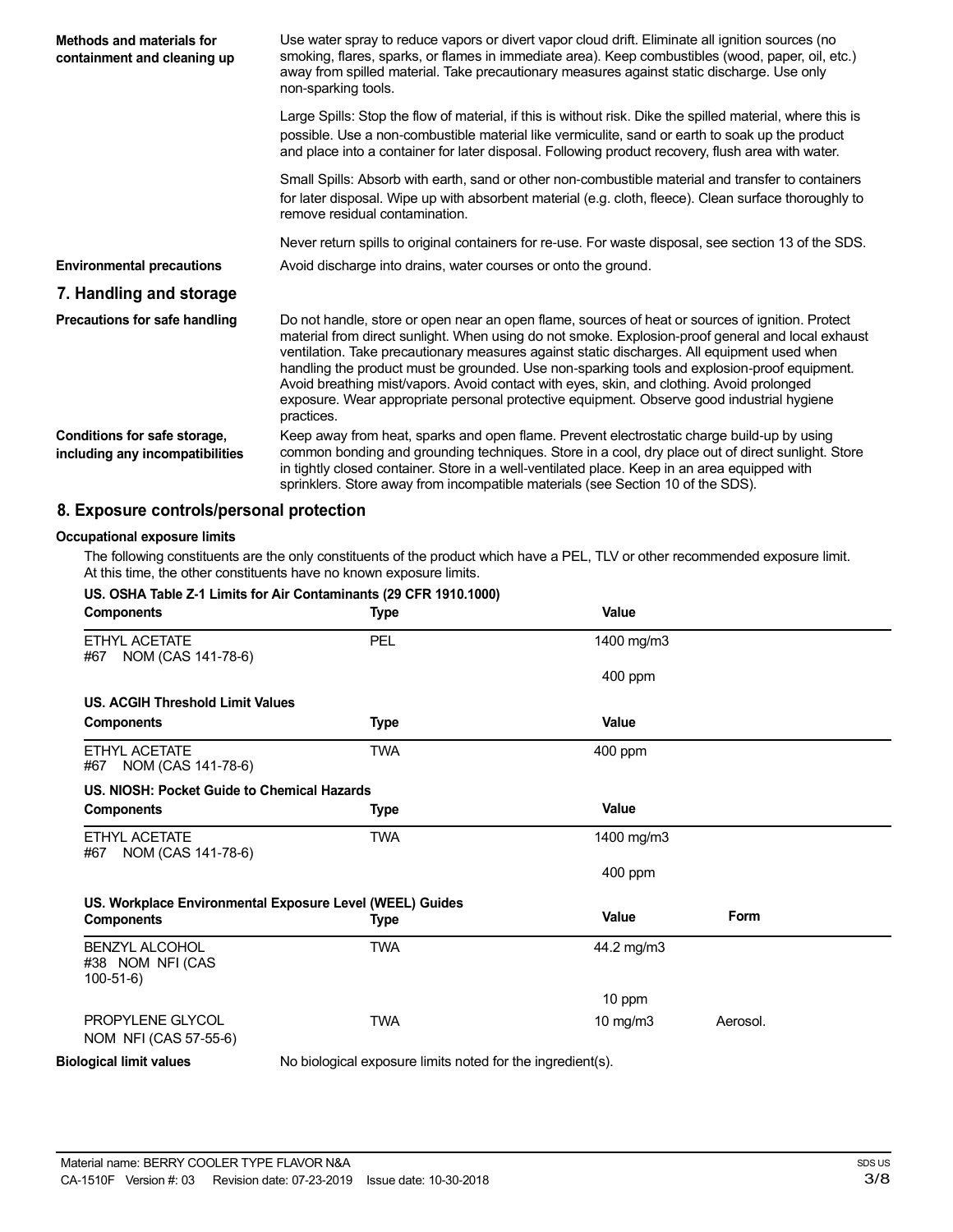**Methods and materials for containment and cleaning up**

Use water spray to reduce vapors or divert vapor cloud drift. Eliminate all ignition sources (no smoking, flares, sparks, or flames in immediate area). Keep combustibles (wood, paper, oil, etc.) away from spilled material. Take precautionary measures against static discharge. Use only non-sparking tools.

Large Spills: Stop the flow of material, if this is without risk. Dike the spilled material, where this is possible. Use a non-combustible material like vermiculite, sand or earth to soak up the product and place into a container for later disposal. Following product recovery, flush area with water.

Small Spills: Absorb with earth, sand or other non-combustible material and transfer to containers for later disposal. Wipe up with absorbent material (e.g. cloth, fleece). Clean surface thoroughly to remove residual contamination.

Never return spills to original containers for re-use. For waste disposal, see section 13 of the SDS.

**Environmental precautions**

Avoid discharge into drains, water courses or onto the ground.

## 7. Handling and storage

**Precautions for safe handling**

Do not handle, store or open near an open flame, sources of heat or sources of ignition. Protect material from direct sunlight. When using do not smoke. Explosion-proof general and local exhaust ventilation. Take precautionary measures against static discharges. All equipment used when handling the product must be grounded. Use non-sparking tools and explosion-proof equipment. Avoid breathing mist/vapors. Avoid contact with eyes, skin, and clothing. Avoid prolonged exposure. Wear appropriate personal protective equipment. Observe good industrial hygiene practices.

**Conditions for safe storage, including any incompatibilities**

Keep away from heat, sparks and open flame. Prevent electrostatic charge build-up by using common bonding and grounding techniques. Store in a cool, dry place out of direct sunlight. Store in tightly closed container. Store in a well-ventilated place. Keep in an area equipped with sprinklers. Store away from incompatible materials (see Section 10 of the SDS).

## 8. Exposure controls/personal protection

**Occupational exposure limits**

The following constituents are the only constituents of the product which have a PEL, TLV or other recommended exposure limit. At this time, the other constituents have no known exposure limits.

**US. OSHA Table Z-1 Limits for Air Contaminants (29 CFR 1910.1000)**

| Components | Type | Value |
|---|---|---|
| ETHYL ACETATE #67 NOM (CAS 141-78-6) | PEL | 1400 mg/m3 |
| | | 400 ppm |

**US. ACGIH Threshold Limit Values**

| Components | Type | Value |
|---|---|---|
| ETHYL ACETATE #67 NOM (CAS 141-78-6) | TWA | 400 ppm |

**US. NIOSH: Pocket Guide to Chemical Hazards**

| Components | Type | Value |
|---|---|---|
| ETHYL ACETATE #67 NOM (CAS 141-78-6) | TWA | 1400 mg/m3 |
| | | 400 ppm |

**US. Workplace Environmental Exposure Level (WEEL) Guides**

| Components | Type | Value | Form |
|---|---|---|---|
| BENZYL ALCOHOL #38 NOM NFI (CAS 100-51-6) | TWA | 44.2 mg/m3 | |
| | | 10 ppm | |
| PROPYLENE GLYCOL NOM NFI (CAS 57-55-6) | TWA | 10 mg/m3 | Aerosol. |

**Biological limit values**

No biological exposure limits noted for the ingredient(s).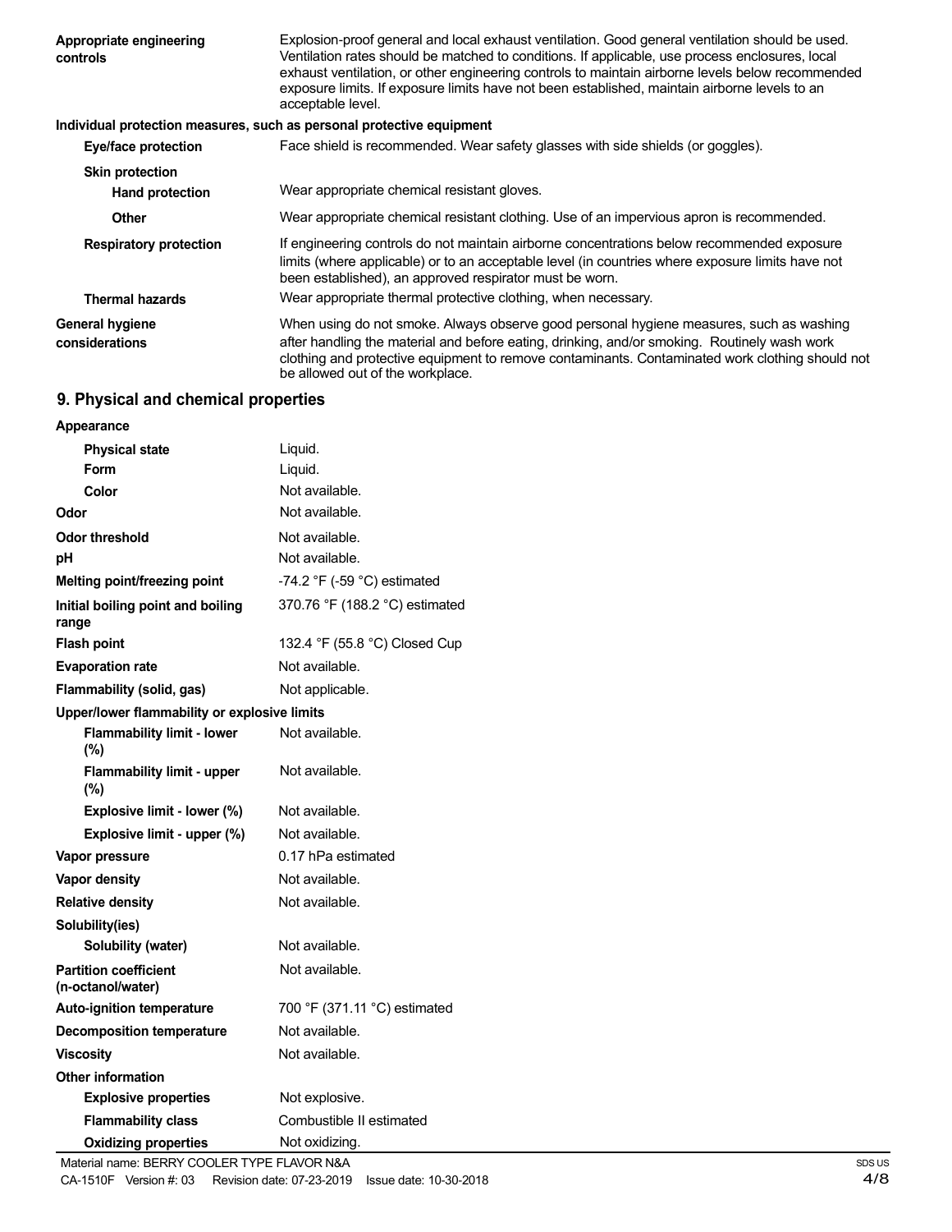| | |
|---|---|
| **Appropriate engineering controls** | Explosion-proof general and local exhaust ventilation. Good general ventilation should be used. Ventilation rates should be matched to conditions. If applicable, use process enclosures, local exhaust ventilation, or other engineering controls to maintain airborne levels below recommended exposure limits. If exposure limits have not been established, maintain airborne levels to an acceptable level. |

**Individual protection measures, such as personal protective equipment**

| | |
|---|---|
| **Eye/face protection** | Face shield is recommended. Wear safety glasses with side shields (or goggles). |
| **Skin protection** | |
| **Hand protection** | Wear appropriate chemical resistant gloves. |
| **Other** | Wear appropriate chemical resistant clothing. Use of an impervious apron is recommended. |
| **Respiratory protection** | If engineering controls do not maintain airborne concentrations below recommended exposure limits (where applicable) or to an acceptable level (in countries where exposure limits have not been established), an approved respirator must be worn. |
| **Thermal hazards** | Wear appropriate thermal protective clothing, when necessary. |
| **General hygiene considerations** | When using do not smoke. Always observe good personal hygiene measures, such as washing after handling the material and before eating, drinking, and/or smoking. Routinely wash work clothing and protective equipment to remove contaminants. Contaminated work clothing should not be allowed out of the workplace. |

## 9. Physical and chemical properties

| | |
|---|---|
| **Appearance** | |
| **Physical state** | Liquid. |
| **Form** | Liquid. |
| **Color** | Not available. |
| **Odor** | Not available. |
| **Odor threshold** | Not available. |
| **pH** | Not available. |
| **Melting point/freezing point** | -74.2 °F (-59 °C) estimated |
| **Initial boiling point and boiling range** | 370.76 °F (188.2 °C) estimated |
| **Flash point** | 132.4 °F (55.8 °C) Closed Cup |
| **Evaporation rate** | Not available. |
| **Flammability (solid, gas)** | Not applicable. |
| **Upper/lower flammability or explosive limits** | |
| **Flammability limit - lower (%)** | Not available. |
| **Flammability limit - upper (%)** | Not available. |
| **Explosive limit - lower (%)** | Not available. |
| **Explosive limit - upper (%)** | Not available. |
| **Vapor pressure** | 0.17 hPa estimated |
| **Vapor density** | Not available. |
| **Relative density** | Not available. |
| **Solubility(ies)** | |
| **Solubility (water)** | Not available. |
| **Partition coefficient (n-octanol/water)** | Not available. |
| **Auto-ignition temperature** | 700 °F (371.11 °C) estimated |
| **Decomposition temperature** | Not available. |
| **Viscosity** | Not available. |
| **Other information** | |
| **Explosive properties** | Not explosive. |
| **Flammability class** | Combustible II estimated |
| **Oxidizing properties** | Not oxidizing. |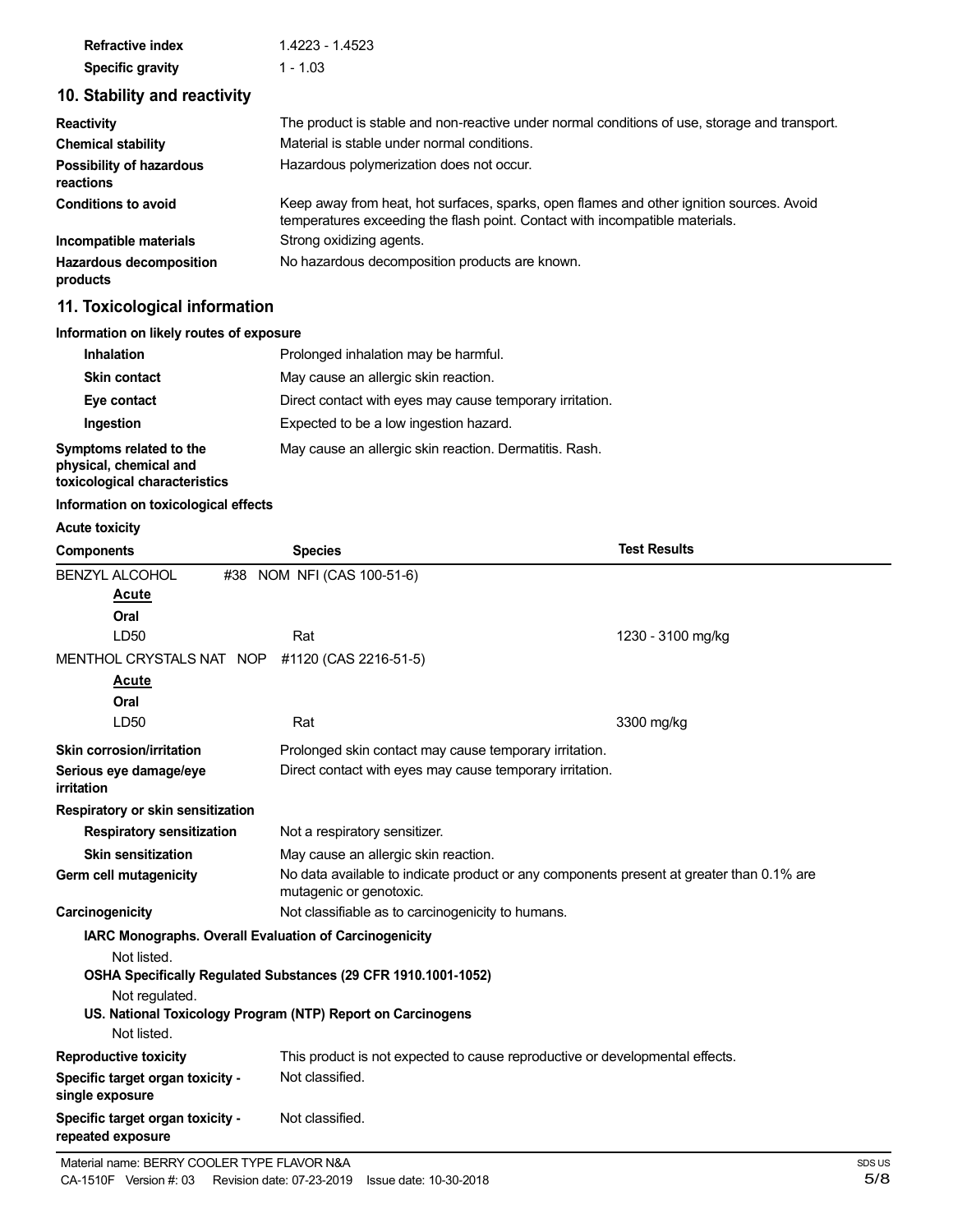| | |
|---|---|
| **Refractive index** | 1.4223 - 1.4523 |
| **Specific gravity** | 1 - 1.03 |

## 10. Stability and reactivity

| | |
|---|---|
| **Reactivity** | The product is stable and non-reactive under normal conditions of use, storage and transport. |
| **Chemical stability** | Material is stable under normal conditions. |
| **Possibility of hazardous reactions** | Hazardous polymerization does not occur. |
| **Conditions to avoid** | Keep away from heat, hot surfaces, sparks, open flames and other ignition sources. Avoid temperatures exceeding the flash point. Contact with incompatible materials. |
| **Incompatible materials** | Strong oxidizing agents. |
| **Hazardous decomposition products** | No hazardous decomposition products are known. |

## 11. Toxicological information

**Information on likely routes of exposure**

| | |
|---|---|
| **Inhalation** | Prolonged inhalation may be harmful. |
| **Skin contact** | May cause an allergic skin reaction. |
| **Eye contact** | Direct contact with eyes may cause temporary irritation. |
| **Ingestion** | Expected to be a low ingestion hazard. |
| **Symptoms related to the physical, chemical and toxicological characteristics** | May cause an allergic skin reaction. Dermatitis. Rash. |

**Information on toxicological effects**

**Acute toxicity**

| Components | Species | Test Results |
|---|---|---|
| BENZYL ALCOHOL #38 NOM NFI (CAS 100-51-6) | | |
| **Acute** | | |
| **Oral** | | |
| LD50 | Rat | 1230 - 3100 mg/kg |
| MENTHOL CRYSTALS NAT NOP #1120 (CAS 2216-51-5) | | |
| **Acute** | | |
| **Oral** | | |
| LD50 | Rat | 3300 mg/kg |

| | |
|---|---|
| **Skin corrosion/irritation** | Prolonged skin contact may cause temporary irritation. |
| **Serious eye damage/eye irritation** | Direct contact with eyes may cause temporary irritation. |

**Respiratory or skin sensitization**

| | |
|---|---|
| **Respiratory sensitization** | Not a respiratory sensitizer. |
| **Skin sensitization** | May cause an allergic skin reaction. |
| **Germ cell mutagenicity** | No data available to indicate product or any components present at greater than 0.1% are mutagenic or genotoxic. |
| **Carcinogenicity** | Not classifiable as to carcinogenicity to humans. |

**IARC Monographs. Overall Evaluation of Carcinogenicity**

Not listed.

**OSHA Specifically Regulated Substances (29 CFR 1910.1001-1052)**

Not regulated.

**US. National Toxicology Program (NTP) Report on Carcinogens**

Not listed.

| | |
|---|---|
| **Reproductive toxicity** | This product is not expected to cause reproductive or developmental effects. |
| **Specific target organ toxicity - single exposure** | Not classified. |
| **Specific target organ toxicity - repeated exposure** | Not classified. |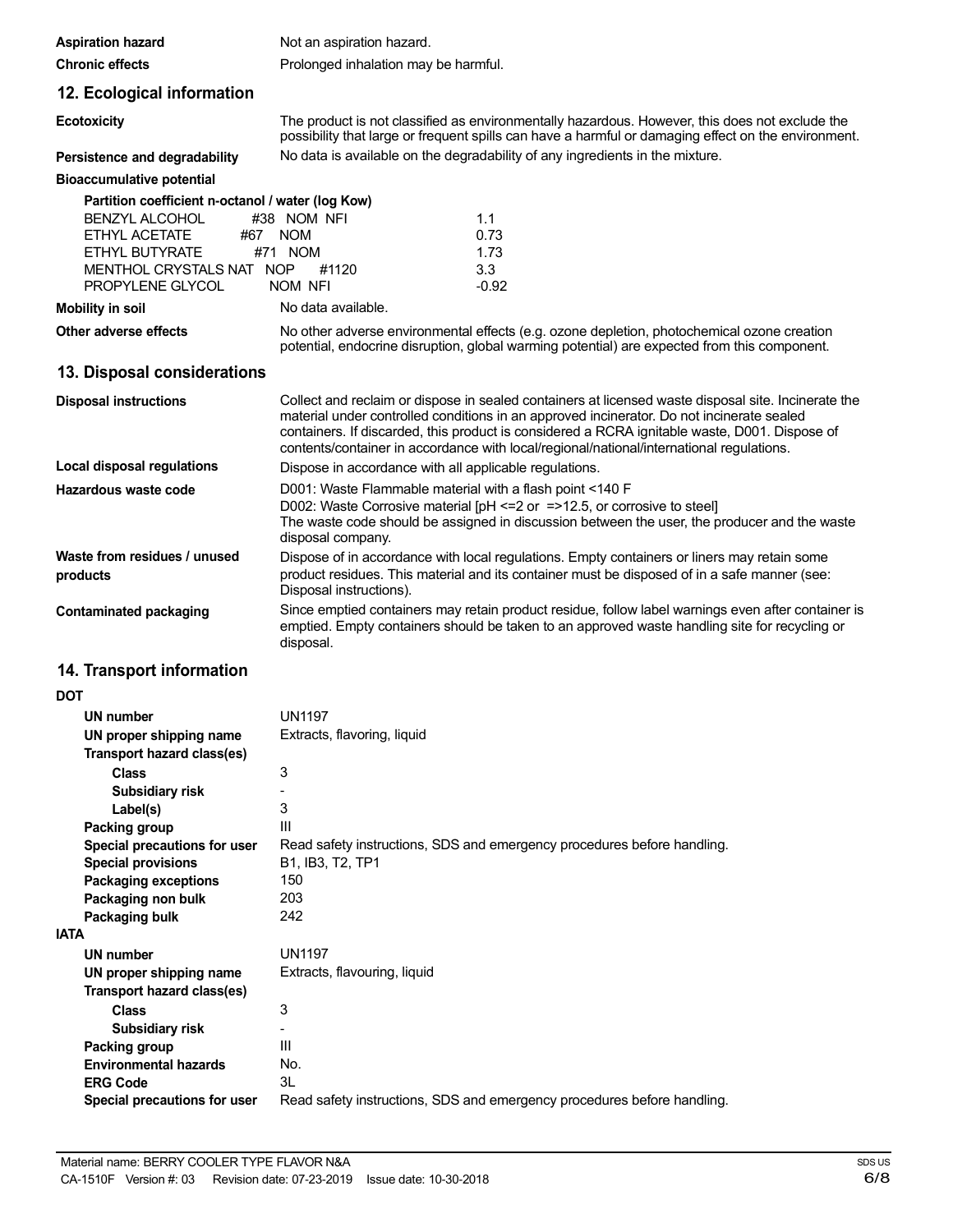**Aspiration hazard** Not an aspiration hazard.

**Chronic effects** Prolonged inhalation may be harmful.

## 12. Ecological information

**Ecotoxicity** The product is not classified as environmentally hazardous. However, this does not exclude the possibility that large or frequent spills can have a harmful or damaging effect on the environment.

**Persistence and degradability** No data is available on the degradability of any ingredients in the mixture.

**Bioaccumulative potential**

**Partition coefficient n-octanol / water (log Kow)**

| | |
|---|---|
| BENZYL ALCOHOL #38 NOM NFI | 1.1 |
| ETHYL ACETATE #67 NOM | 0.73 |
| ETHYL BUTYRATE #71 NOM | 1.73 |
| MENTHOL CRYSTALS NAT NOP #1120 | 3.3 |
| PROPYLENE GLYCOL NOM NFI | -0.92 |

**Mobility in soil** No data available.

**Other adverse effects** No other adverse environmental effects (e.g. ozone depletion, photochemical ozone creation potential, endocrine disruption, global warming potential) are expected from this component.

## 13. Disposal considerations

**Disposal instructions** Collect and reclaim or dispose in sealed containers at licensed waste disposal site. Incinerate the material under controlled conditions in an approved incinerator. Do not incinerate sealed containers. If discarded, this product is considered a RCRA ignitable waste, D001. Dispose of contents/container in accordance with local/regional/national/international regulations.

**Local disposal regulations** Dispose in accordance with all applicable regulations.

**Hazardous waste code** D001: Waste Flammable material with a flash point <140 F
D002: Waste Corrosive material [pH <=2 or =>12.5, or corrosive to steel]
The waste code should be assigned in discussion between the user, the producer and the waste disposal company.

**Waste from residues / unused products** Dispose of in accordance with local regulations. Empty containers or liners may retain some product residues. This material and its container must be disposed of in a safe manner (see: Disposal instructions).

**Contaminated packaging** Since emptied containers may retain product residue, follow label warnings even after container is emptied. Empty containers should be taken to an approved waste handling site for recycling or disposal.

## 14. Transport information

**DOT**

- **UN number** UN1197
- **UN proper shipping name** Extracts, flavoring, liquid
- **Transport hazard class(es)**
  - **Class** 3
  - **Subsidiary risk** -
  - **Label(s)** 3
- **Packing group** III
- **Special precautions for user** Read safety instructions, SDS and emergency procedures before handling.
- **Special provisions** B1, IB3, T2, TP1
- **Packaging exceptions** 150
- **Packaging non bulk** 203
- **Packaging bulk** 242

**IATA**

- **UN number** UN1197
- **UN proper shipping name** Extracts, flavouring, liquid
- **Transport hazard class(es)**
  - **Class** 3
  - **Subsidiary risk** -
- **Packing group** III
- **Environmental hazards** No.
- **ERG Code** 3L
- **Special precautions for user** Read safety instructions, SDS and emergency procedures before handling.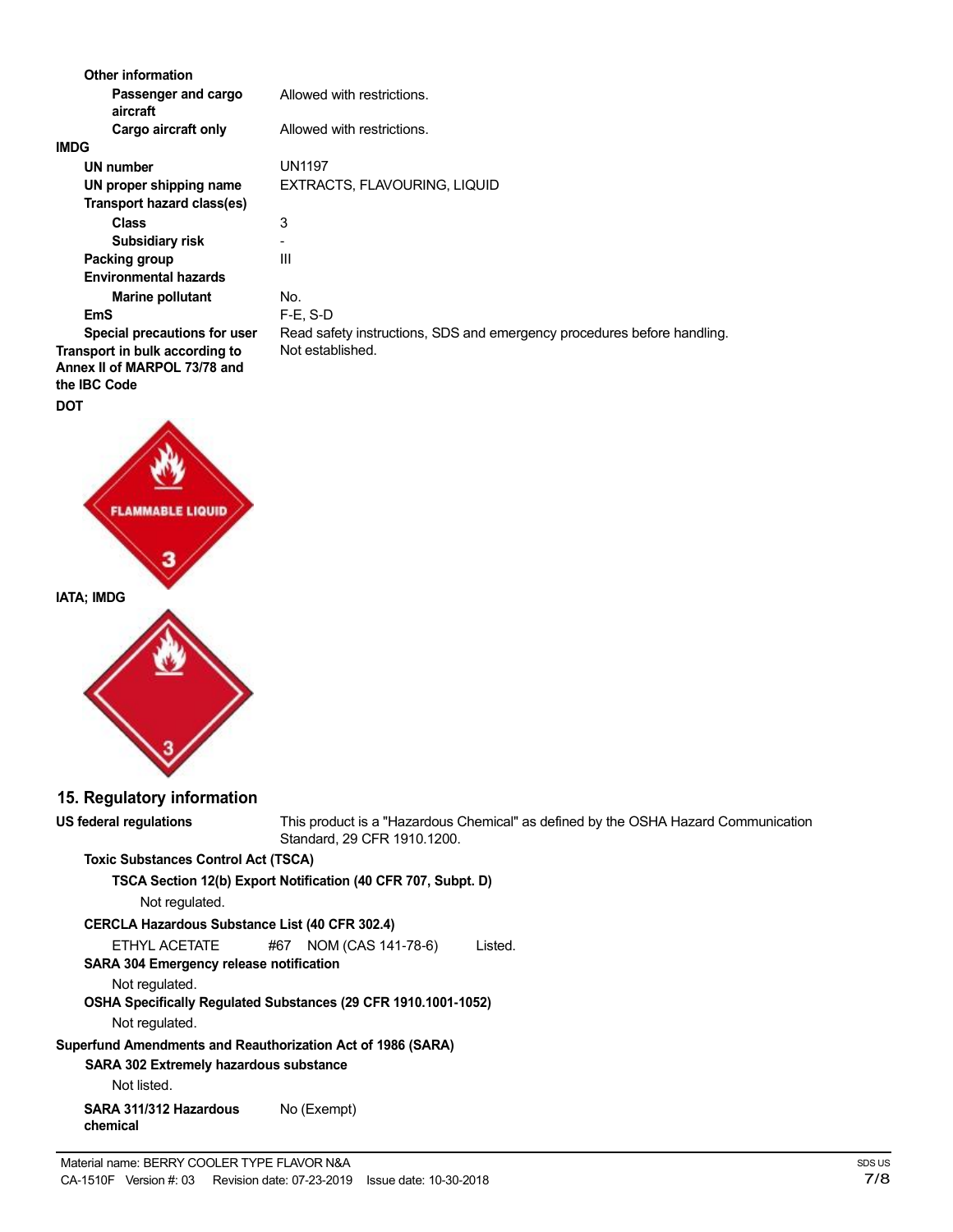**Other information**

| | |
|---|---|
| Passenger and cargo aircraft | Allowed with restrictions. |
| Cargo aircraft only | Allowed with restrictions. |

**IMDG**

| | |
|---|---|
| **UN number** | UN1197 |
| **UN proper shipping name** | EXTRACTS, FLAVOURING, LIQUID |
| **Transport hazard class(es)** | |
| Class | 3 |
| Subsidiary risk | - |
| **Packing group** | III |
| **Environmental hazards** | |
| Marine pollutant | No. |
| **EmS** | F-E, S-D |
| **Special precautions for user** | Read safety instructions, SDS and emergency procedures before handling. |

**Transport in bulk according to Annex II of MARPOL 73/78 and the IBC Code**: Not established.

**DOT**

FLAMMABLE LIQUID 3

**IATA; IMDG**

## 15. Regulatory information

**US federal regulations**: This product is a "Hazardous Chemical" as defined by the OSHA Hazard Communication Standard, 29 CFR 1910.1200.

**Toxic Substances Control Act (TSCA)**

**TSCA Section 12(b) Export Notification (40 CFR 707, Subpt. D)**

Not regulated.

**CERCLA Hazardous Substance List (40 CFR 302.4)**

ETHYL ACETATE #67 NOM (CAS 141-78-6) Listed.

**SARA 304 Emergency release notification**

Not regulated.

**OSHA Specifically Regulated Substances (29 CFR 1910.1001-1052)**

Not regulated.

**Superfund Amendments and Reauthorization Act of 1986 (SARA)**

**SARA 302 Extremely hazardous substance**

Not listed.

**SARA 311/312 Hazardous chemical**: No (Exempt)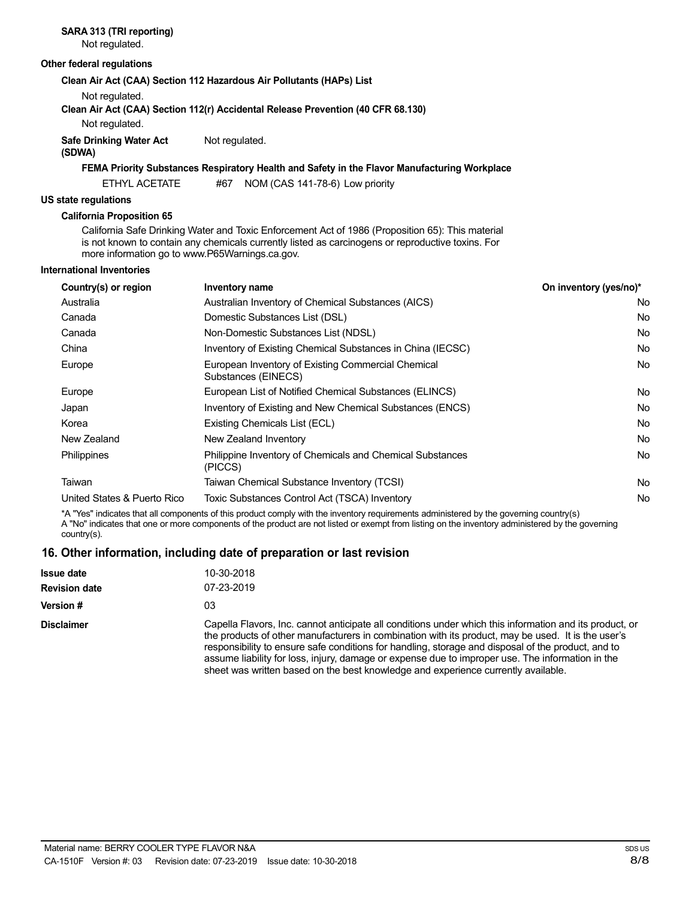**SARA 313 (TRI reporting)**

Not regulated.

**Other federal regulations**

**Clean Air Act (CAA) Section 112 Hazardous Air Pollutants (HAPs) List**

Not regulated.

**Clean Air Act (CAA) Section 112(r) Accidental Release Prevention (40 CFR 68.130)**

Not regulated.

**Safe Drinking Water Act (SDWA)** Not regulated.

**FEMA Priority Substances Respiratory Health and Safety in the Flavor Manufacturing Workplace**

ETHYL ACETATE #67 NOM (CAS 141-78-6) Low priority

**US state regulations**

**California Proposition 65**

California Safe Drinking Water and Toxic Enforcement Act of 1986 (Proposition 65): This material is not known to contain any chemicals currently listed as carcinogens or reproductive toxins. For more information go to www.P65Warnings.ca.gov.

**International Inventories**

| Country(s) or region | Inventory name | On inventory (yes/no)* |
|---|---|---|
| Australia | Australian Inventory of Chemical Substances (AICS) | No |
| Canada | Domestic Substances List (DSL) | No |
| Canada | Non-Domestic Substances List (NDSL) | No |
| China | Inventory of Existing Chemical Substances in China (IECSC) | No |
| Europe | European Inventory of Existing Commercial Chemical Substances (EINECS) | No |
| Europe | European List of Notified Chemical Substances (ELINCS) | No |
| Japan | Inventory of Existing and New Chemical Substances (ENCS) | No |
| Korea | Existing Chemicals List (ECL) | No |
| New Zealand | New Zealand Inventory | No |
| Philippines | Philippine Inventory of Chemicals and Chemical Substances (PICCS) | No |
| Taiwan | Taiwan Chemical Substance Inventory (TCSI) | No |
| United States & Puerto Rico | Toxic Substances Control Act (TSCA) Inventory | No |

*A "Yes" indicates that all components of this product comply with the inventory requirements administered by the governing country(s)
A "No" indicates that one or more components of the product are not listed or exempt from listing on the inventory administered by the governing country(s).

## 16. Other information, including date of preparation or last revision

**Issue date** 10-30-2018

**Revision date** 07-23-2019

**Version #** 03

**Disclaimer** Capella Flavors, Inc. cannot anticipate all conditions under which this information and its product, or the products of other manufacturers in combination with its product, may be used. It is the user's responsibility to ensure safe conditions for handling, storage and disposal of the product, and to assume liability for loss, injury, damage or expense due to improper use. The information in the sheet was written based on the best knowledge and experience currently available.